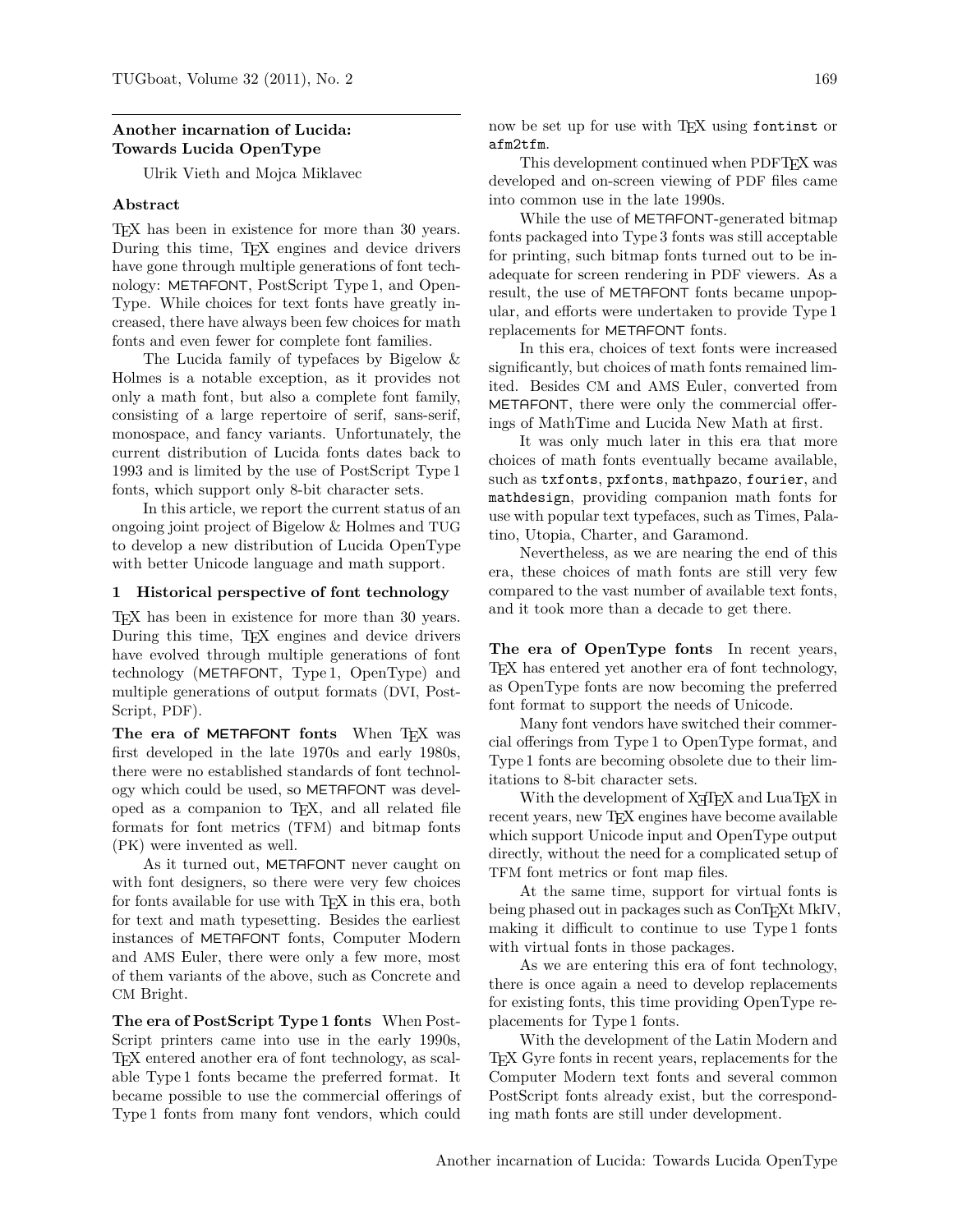# Another incarnation of Lucida: Towards Lucida OpenType

Ulrik Vieth and Mojca Miklavec

## Abstract

TEX has been in existence for more than 30 years. During this time, TEX engines and device drivers have gone through multiple generations of font technology: METAFONT, PostScript Type 1, and OpenType. While choices for text fonts have greatly increased, there have always been few choices for math fonts and even fewer for complete font families.

The Lucida family of typefaces by Bigelow & Holmes is a notable exception, as it provides not only a math font, but also a complete font family, consisting of a large repertoire of serif, sans-serif, monospace, and fancy variants. Unfortunately, the current distribution of Lucida fonts dates back to 1993 and is limited by the use of PostScript Type 1 fonts, which support only 8-bit character sets.

In this article, we report the current status of an ongoing joint project of Bigelow & Holmes and TUG to develop a new distribution of Lucida OpenType with better Unicode language and math support.

## 1 Historical perspective of font technology

TEX has been in existence for more than 30 years. During this time, TEX engines and device drivers have evolved through multiple generations of font technology (METAFONT, Type 1, OpenType) and multiple generations of output formats (DVI, PostScript, PDF).

**The era of METAFONT fonts** When TEX was first developed in the late 1970s and early 1980s, there were no established standards of font technology which could be used, so METAFONT was developed as a companion to TEX, and all related file formats for font metrics (TFM) and bitmap fonts (PK) were invented as well.

As it turned out, METAFONT never caught on with font designers, so there were very few choices for fonts available for use with TEX in this era, both for text and math typesetting. Besides the earliest instances of METAFONT fonts, Computer Modern and AMS Euler, there were only a few more, most of them variants of the above, such as Concrete and CM Bright.

**The era of PostScript Type 1 fonts** When PostScript printers came into use in the early 1990s, TEX entered another era of font technology, as scalable Type 1 fonts became the preferred format. It became possible to use the commercial offerings of Type 1 fonts from many font vendors, which could now be set up for use with TEX using `fontinst` or `afm2tfm`.

This development continued when PDFTEX was developed and on-screen viewing of PDF files came into common use in the late 1990s.

While the use of METAFONT-generated bitmap fonts packaged into Type 3 fonts was still acceptable for printing, such bitmap fonts turned out to be inadequate for screen rendering in PDF viewers. As a result, the use of METAFONT fonts became unpopular, and efforts were undertaken to provide Type 1 replacements for METAFONT fonts.

In this era, choices of text fonts were increased significantly, but choices of math fonts remained limited. Besides CM and AMS Euler, converted from METAFONT, there were only the commercial offerings of MathTime and Lucida New Math at first.

It was only much later in this era that more choices of math fonts eventually became available, such as `txfonts`, `pxfonts`, `mathpazo`, `fourier`, and `mathdesign`, providing companion math fonts for use with popular text typefaces, such as Times, Palatino, Utopia, Charter, and Garamond.

Nevertheless, as we are nearing the end of this era, these choices of math fonts are still very few compared to the vast number of available text fonts, and it took more than a decade to get there.

**The era of OpenType fonts** In recent years, TEX has entered yet another era of font technology, as OpenType fonts are now becoming the preferred font format to support the needs of Unicode.

Many font vendors have switched their commercial offerings from Type 1 to OpenType format, and Type 1 fonts are becoming obsolete due to their limitations to 8-bit character sets.

With the development of XeTEX and LuaTEX in recent years, new TEX engines have become available which support Unicode input and OpenType output directly, without the need for a complicated setup of TFM font metrics or font map files.

At the same time, support for virtual fonts is being phased out in packages such as ConTEXt MkIV, making it difficult to continue to use Type 1 fonts with virtual fonts in those packages.

As we are entering this era of font technology, there is once again a need to develop replacements for existing fonts, this time providing OpenType replacements for Type 1 fonts.

With the development of the Latin Modern and TEX Gyre fonts in recent years, replacements for the Computer Modern text fonts and several common PostScript fonts already exist, but the corresponding math fonts are still under development.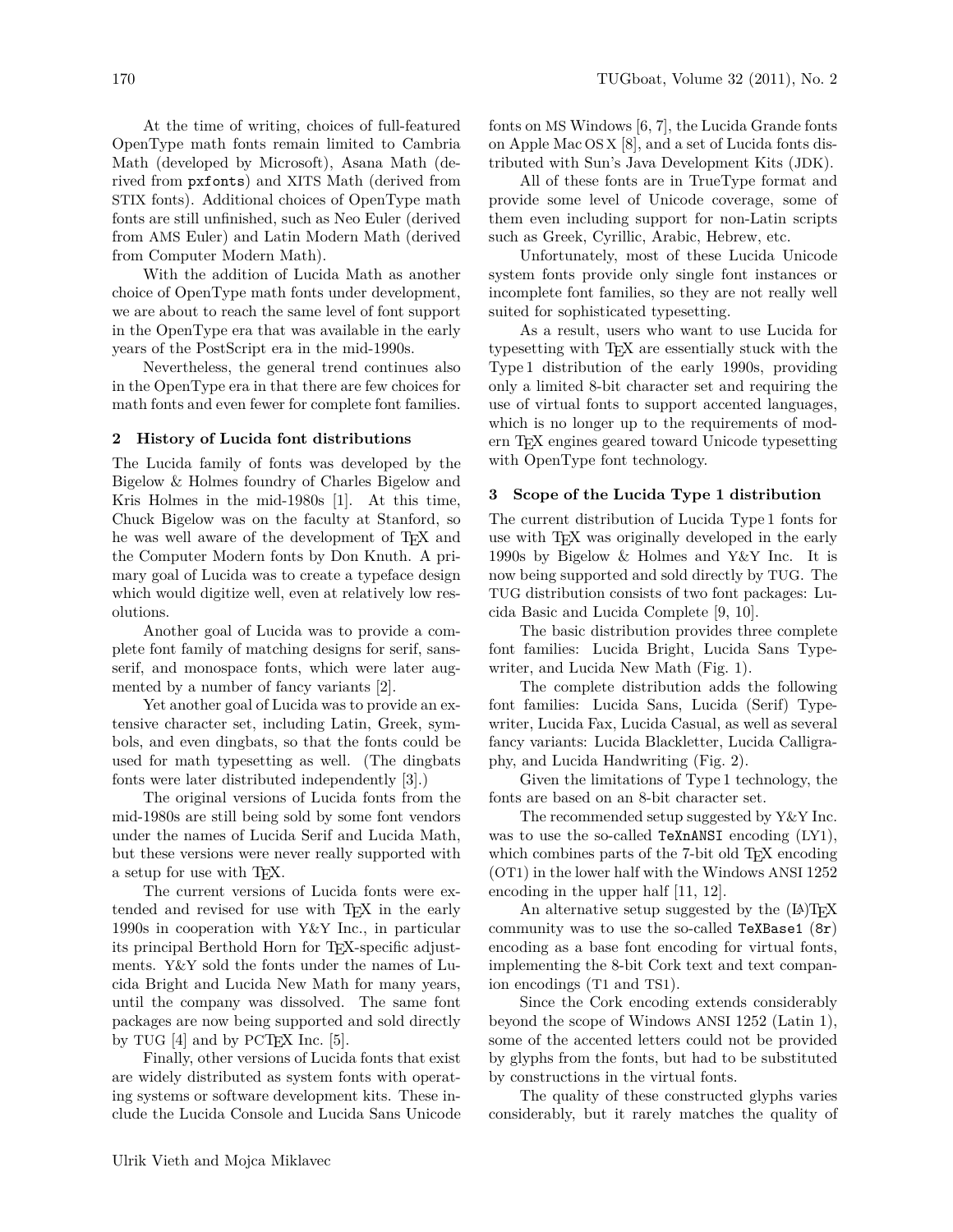At the time of writing, choices of full-featured OpenType math fonts remain limited to Cambria Math (developed by Microsoft), Asana Math (derived from pxfonts) and XITS Math (derived from STIX fonts). Additional choices of OpenType math fonts are still unfinished, such as Neo Euler (derived from AMS Euler) and Latin Modern Math (derived from Computer Modern Math).

With the addition of Lucida Math as another choice of OpenType math fonts under development, we are about to reach the same level of font support in the OpenType era that was available in the early years of the PostScript era in the mid-1990s.

Nevertheless, the general trend continues also in the OpenType era in that there are few choices for math fonts and even fewer for complete font families.

## 2 History of Lucida font distributions

The Lucida family of fonts was developed by the Bigelow & Holmes foundry of Charles Bigelow and Kris Holmes in the mid-1980s [1]. At this time, Chuck Bigelow was on the faculty at Stanford, so he was well aware of the development of TeX and the Computer Modern fonts by Don Knuth. A primary goal of Lucida was to create a typeface design which would digitize well, even at relatively low resolutions.

Another goal of Lucida was to provide a complete font family of matching designs for serif, sans-serif, and monospace fonts, which were later augmented by a number of fancy variants [2].

Yet another goal of Lucida was to provide an extensive character set, including Latin, Greek, symbols, and even dingbats, so that the fonts could be used for math typesetting as well. (The dingbats fonts were later distributed independently [3].)

The original versions of Lucida fonts from the mid-1980s are still being sold by some font vendors under the names of Lucida Serif and Lucida Math, but these versions were never really supported with a setup for use with TeX.

The current versions of Lucida fonts were extended and revised for use with TeX in the early 1990s in cooperation with Y&Y Inc., in particular its principal Berthold Horn for TeX-specific adjustments. Y&Y sold the fonts under the names of Lucida Bright and Lucida New Math for many years, until the company was dissolved. The same font packages are now being supported and sold directly by TUG [4] and by PCTeX Inc. [5].

Finally, other versions of Lucida fonts that exist are widely distributed as system fonts with operating systems or software development kits. These include the Lucida Console and Lucida Sans Unicode fonts on MS Windows [6, 7], the Lucida Grande fonts on Apple Mac OS X [8], and a set of Lucida fonts distributed with Sun's Java Development Kits (JDK).

All of these fonts are in TrueType format and provide some level of Unicode coverage, some of them even including support for non-Latin scripts such as Greek, Cyrillic, Arabic, Hebrew, etc.

Unfortunately, most of these Lucida Unicode system fonts provide only single font instances or incomplete font families, so they are not really well suited for sophisticated typesetting.

As a result, users who want to use Lucida for typesetting with TeX are essentially stuck with the Type 1 distribution of the early 1990s, providing only a limited 8-bit character set and requiring the use of virtual fonts to support accented languages, which is no longer up to the requirements of modern TeX engines geared toward Unicode typesetting with OpenType font technology.

## 3 Scope of the Lucida Type 1 distribution

The current distribution of Lucida Type 1 fonts for use with TeX was originally developed in the early 1990s by Bigelow & Holmes and Y&Y Inc. It is now being supported and sold directly by TUG. The TUG distribution consists of two font packages: Lucida Basic and Lucida Complete [9, 10].

The basic distribution provides three complete font families: Lucida Bright, Lucida Sans Typewriter, and Lucida New Math (Fig. 1).

The complete distribution adds the following font families: Lucida Sans, Lucida (Serif) Typewriter, Lucida Fax, Lucida Casual, as well as several fancy variants: Lucida Blackletter, Lucida Calligraphy, and Lucida Handwriting (Fig. 2).

Given the limitations of Type 1 technology, the fonts are based on an 8-bit character set.

The recommended setup suggested by Y&Y Inc. was to use the so-called `TeXnANSI` encoding (LY1), which combines parts of the 7-bit old TeX encoding (OT1) in the lower half with the Windows ANSI 1252 encoding in the upper half [11, 12].

An alternative setup suggested by the (LA)TeX community was to use the so-called `TeXBase1` (`8r`) encoding as a base font encoding for virtual fonts, implementing the 8-bit Cork text and text companion encodings (T1 and TS1).

Since the Cork encoding extends considerably beyond the scope of Windows ANSI 1252 (Latin 1), some of the accented letters could not be provided by glyphs from the fonts, but had to be substituted by constructions in the virtual fonts.

The quality of these constructed glyphs varies considerably, but it rarely matches the quality of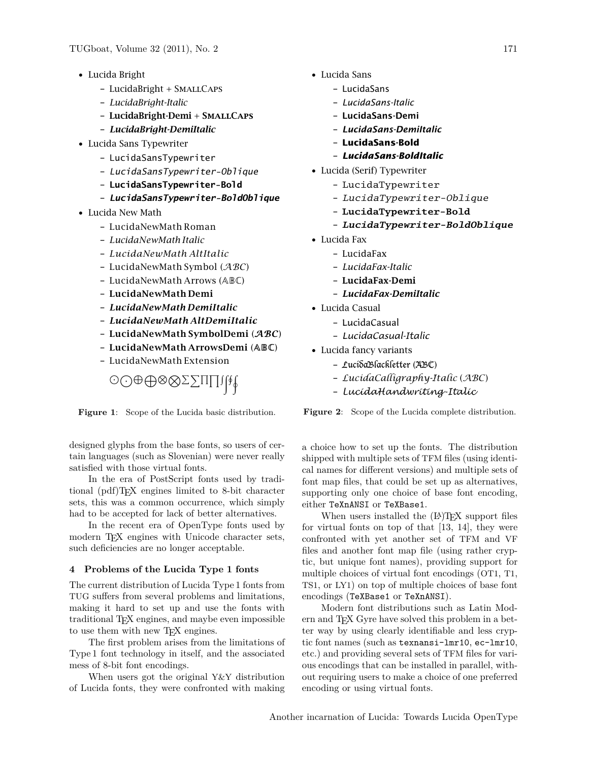- Lucida Bright
  - LucidaBright + SmallCaps
  - *LucidaBright-Italic*
  - **LucidaBright-Demi + SmallCaps**
  - ***LucidaBright-DemiItalic***
- Lucida Sans Typewriter
  - LucidaSansTypewriter
  - *LucidaSansTypewriter-Oblique*
  - **LucidaSansTypewriter-Bold**
  - ***LucidaSansTypewriter-BoldOblique***
- Lucida New Math
  - LucidaNewMath Roman
  - *LucidaNewMath Italic*
  - *LucidaNewMath AltItalic*
  - LucidaNewMath Symbol ($\mathcal{ABC}$)
  - LucidaNewMath Arrows ($\mathbb{ABC}$)
  - **LucidaNewMath Demi**
  - ***LucidaNewMath DemiItalic***
  - ***LucidaNewMath AltDemiItalic***
  - **LucidaNewMath SymbolDemi ($\boldsymbol{\mathcal{ABC}}$)**
  - **LucidaNewMath ArrowsDemi ($\mathbb{ABC}$)**
  - LucidaNewMath Extension

$\odot \bigodot \oplus \bigoplus \otimes \bigotimes \sum \sum \prod \prod \int \int \oint \oint$

**Figure 1**: Scope of the Lucida basic distribution.

- Lucida Sans
  - LucidaSans
  - *LucidaSans-Italic*
  - **LucidaSans-Demi**
  - ***LucidaSans-DemiItalic***
  - **LucidaSans-Bold**
  - ***LucidaSans-BoldItalic***
- Lucida (Serif) Typewriter
  - LucidaTypewriter
  - *LucidaTypewriter-Oblique*
  - **LucidaTypewriter-Bold**
  - ***LucidaTypewriter-BoldOblique***
- Lucida Fax
  - LucidaFax
  - *LucidaFax-Italic*
  - **LucidaFax-Demi**
  - ***LucidaFax-DemiItalic***
- Lucida Casual
  - LucidaCasual
  - *LucidaCasual-Italic*
- Lucida fancy variants
  - LucidaBlackletter (ABC)
  - *LucidaCalligraphy-Italic (ABC)*
  - *LucidaHandwriting-Italic*

**Figure 2**: Scope of the Lucida complete distribution.

designed glyphs from the base fonts, so users of certain languages (such as Slovenian) were never really satisfied with those virtual fonts.

In the era of PostScript fonts used by traditional (pdf)TeX engines limited to 8-bit character sets, this was a common occurrence, which simply had to be accepted for lack of better alternatives.

In the recent era of OpenType fonts used by modern TeX engines with Unicode character sets, such deficiencies are no longer acceptable.

### 4 Problems of the Lucida Type 1 fonts

The current distribution of Lucida Type 1 fonts from TUG suffers from several problems and limitations, making it hard to set up and use the fonts with traditional TeX engines, and maybe even impossible to use them with new TeX engines.

The first problem arises from the limitations of Type 1 font technology in itself, and the associated mess of 8-bit font encodings.

When users got the original Y&Y distribution of Lucida fonts, they were confronted with making a choice how to set up the fonts. The distribution shipped with multiple sets of TFM files (using identical names for different versions) and multiple sets of font map files, that could be set up as alternatives, supporting only one choice of base font encoding, either `TeXnANSI` or `TeXBase1`.

When users installed the (LA)TeX support files for virtual fonts on top of that [13, 14], they were confronted with yet another set of TFM and VF files and another font map file (using rather cryptic, but unique font names), providing support for multiple choices of virtual font encodings (OT1, T1, TS1, or LY1) on top of multiple choices of base font encodings (`TeXBase1` or `TeXnANSI`).

Modern font distributions such as Latin Modern and TeX Gyre have solved this problem in a better way by using clearly identifiable and less cryptic font names (such as `texnansi-lmr10`, `ec-lmr10`, etc.) and providing several sets of TFM files for various encodings that can be installed in parallel, without requiring users to make a choice of one preferred encoding or using virtual fonts.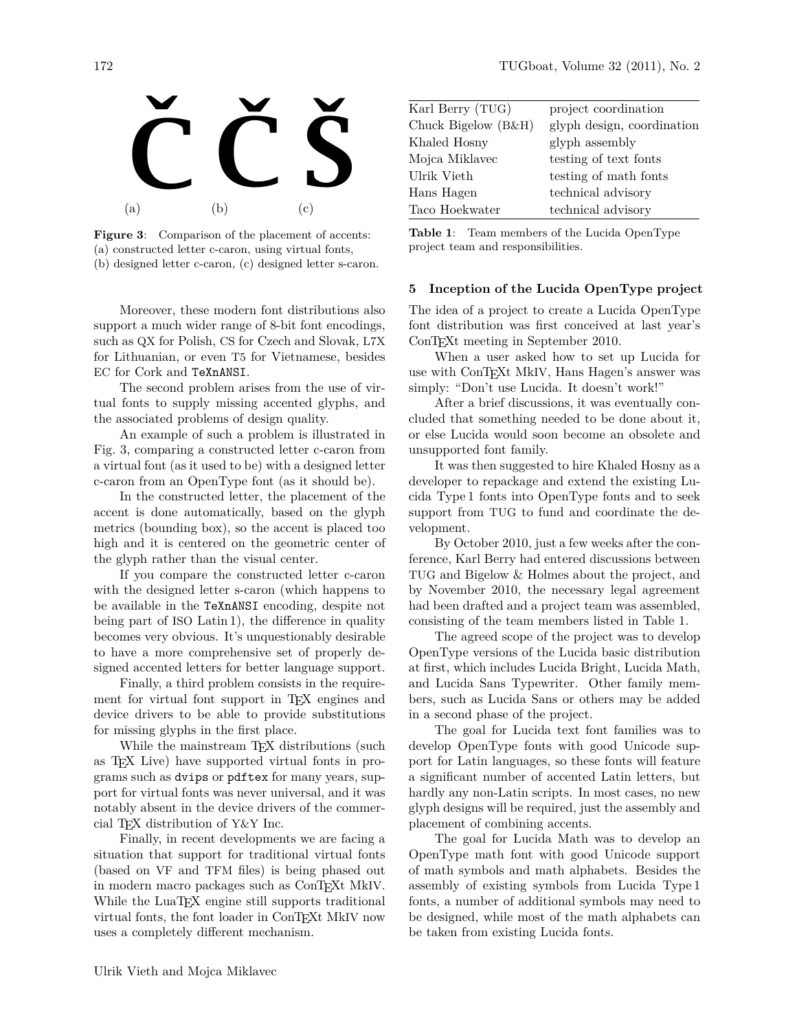Č Č Š

(a) (b) (c)

**Figure 3**: Comparison of the placement of accents: (a) constructed letter c-caron, using virtual fonts, (b) designed letter c-caron, (c) designed letter s-caron.

Moreover, these modern font distributions also support a much wider range of 8-bit font encodings, such as QX for Polish, CS for Czech and Slovak, L7X for Lithuanian, or even T5 for Vietnamese, besides EC for Cork and `TeXnANSI`.

The second problem arises from the use of virtual fonts to supply missing accented glyphs, and the associated problems of design quality.

An example of such a problem is illustrated in Fig. 3, comparing a constructed letter c-caron from a virtual font (as it used to be) with a designed letter c-caron from an OpenType font (as it should be).

In the constructed letter, the placement of the accent is done automatically, based on the glyph metrics (bounding box), so the accent is placed too high and it is centered on the geometric center of the glyph rather than the visual center.

If you compare the constructed letter c-caron with the designed letter s-caron (which happens to be available in the `TeXnANSI` encoding, despite not being part of ISO Latin 1), the difference in quality becomes very obvious. It's unquestionably desirable to have a more comprehensive set of properly designed accented letters for better language support.

Finally, a third problem consists in the requirement for virtual font support in TeX engines and device drivers to be able to provide substitutions for missing glyphs in the first place.

While the mainstream TeX distributions (such as TeX Live) have supported virtual fonts in programs such as `dvips` or `pdftex` for many years, support for virtual fonts was never universal, and it was notably absent in the device drivers of the commercial TeX distribution of Y&Y Inc.

Finally, in recent developments we are facing a situation that support for traditional virtual fonts (based on VF and TFM files) is being phased out in modern macro packages such as ConTeXt MkIV. While the LuaTeX engine still supports traditional virtual fonts, the font loader in ConTeXt MkIV now uses a completely different mechanism.

| | |
|---|---|
| Karl Berry (TUG) | project coordination |
| Chuck Bigelow (B&H) | glyph design, coordination |
| Khaled Hosny | glyph assembly |
| Mojca Miklavec | testing of text fonts |
| Ulrik Vieth | testing of math fonts |
| Hans Hagen | technical advisory |
| Taco Hoekwater | technical advisory |

**Table 1**: Team members of the Lucida OpenType project team and responsibilities.

## 5 Inception of the Lucida OpenType project

The idea of a project to create a Lucida OpenType font distribution was first conceived at last year's ConTeXt meeting in September 2010.

When a user asked how to set up Lucida for use with ConTeXt MkIV, Hans Hagen's answer was simply: "Don't use Lucida. It doesn't work!"

After a brief discussions, it was eventually concluded that something needed to be done about it, or else Lucida would soon become an obsolete and unsupported font family.

It was then suggested to hire Khaled Hosny as a developer to repackage and extend the existing Lucida Type 1 fonts into OpenType fonts and to seek support from TUG to fund and coordinate the development.

By October 2010, just a few weeks after the conference, Karl Berry had entered discussions between TUG and Bigelow & Holmes about the project, and by November 2010, the necessary legal agreement had been drafted and a project team was assembled, consisting of the team members listed in Table 1.

The agreed scope of the project was to develop OpenType versions of the Lucida basic distribution at first, which includes Lucida Bright, Lucida Math, and Lucida Sans Typewriter. Other family members, such as Lucida Sans or others may be added in a second phase of the project.

The goal for Lucida text font families was to develop OpenType fonts with good Unicode support for Latin languages, so these fonts will feature a significant number of accented Latin letters, but hardly any non-Latin scripts. In most cases, no new glyph designs will be required, just the assembly and placement of combining accents.

The goal for Lucida Math was to develop an OpenType math font with good Unicode support of math symbols and math alphabets. Besides the assembly of existing symbols from Lucida Type 1 fonts, a number of additional symbols may need to be designed, while most of the math alphabets can be taken from existing Lucida fonts.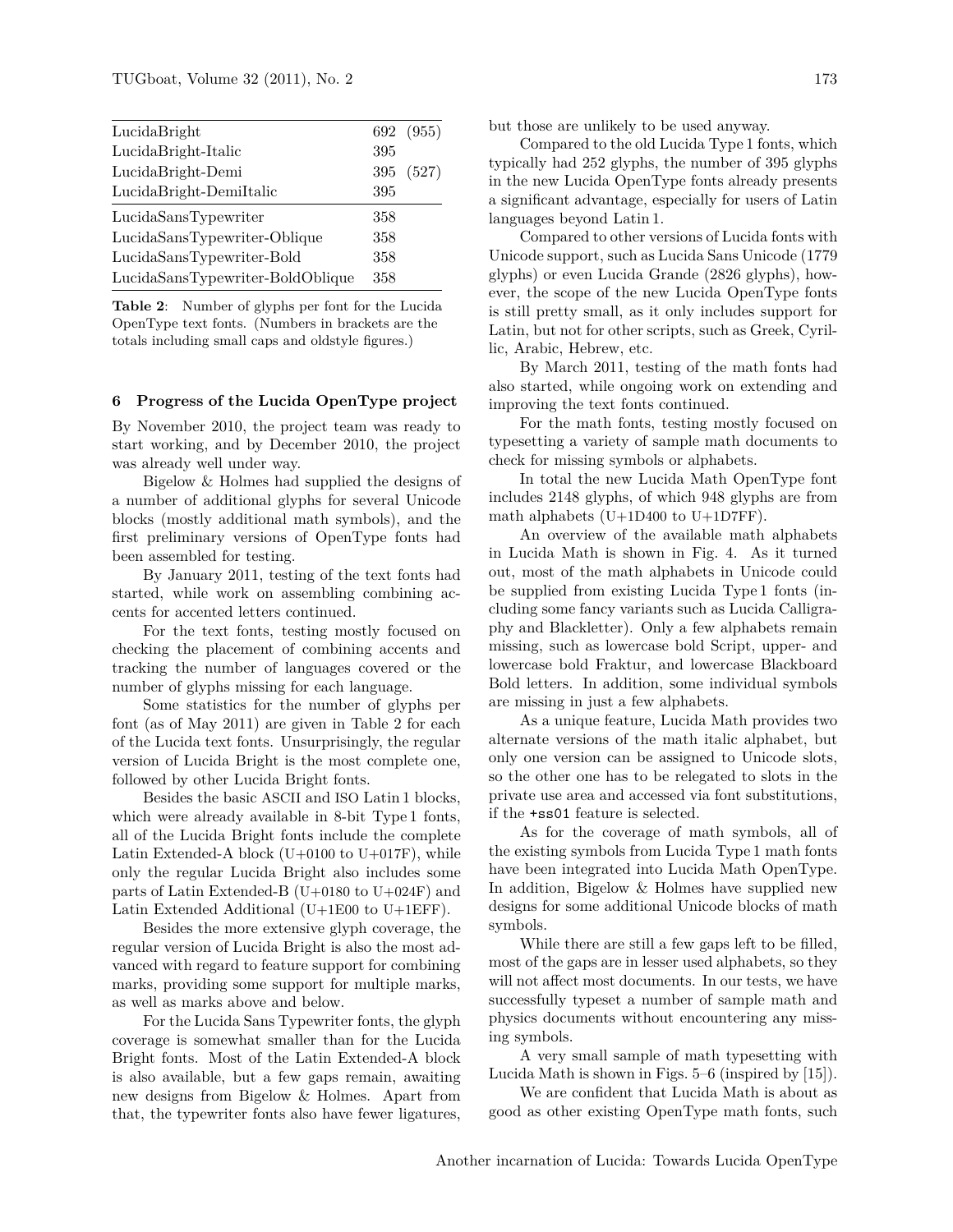| Font | Glyphs | Total |
|---|---|---|
| LucidaBright | 692 | (955) |
| LucidaBright-Italic | 395 | |
| LucidaBright-Demi | 395 | (527) |
| LucidaBright-DemiItalic | 395 | |
| LucidaSansTypewriter | 358 | |
| LucidaSansTypewriter-Oblique | 358 | |
| LucidaSansTypewriter-Bold | 358 | |
| LucidaSansTypewriter-BoldOblique | 358 | |

**Table 2**: Number of glyphs per font for the Lucida OpenType text fonts. (Numbers in brackets are the totals including small caps and oldstyle figures.)

## 6 Progress of the Lucida OpenType project

By November 2010, the project team was ready to start working, and by December 2010, the project was already well under way.

Bigelow & Holmes had supplied the designs of a number of additional glyphs for several Unicode blocks (mostly additional math symbols), and the first preliminary versions of OpenType fonts had been assembled for testing.

By January 2011, testing of the text fonts had started, while work on assembling combining accents for accented letters continued.

For the text fonts, testing mostly focused on checking the placement of combining accents and tracking the number of languages covered or the number of glyphs missing for each language.

Some statistics for the number of glyphs per font (as of May 2011) are given in Table 2 for each of the Lucida text fonts. Unsurprisingly, the regular version of Lucida Bright is the most complete one, followed by other Lucida Bright fonts.

Besides the basic ASCII and ISO Latin 1 blocks, which were already available in 8-bit Type 1 fonts, all of the Lucida Bright fonts include the complete Latin Extended-A block (U+0100 to U+017F), while only the regular Lucida Bright also includes some parts of Latin Extended-B (U+0180 to U+024F) and Latin Extended Additional (U+1E00 to U+1EFF).

Besides the more extensive glyph coverage, the regular version of Lucida Bright is also the most advanced with regard to feature support for combining marks, providing some support for multiple marks, as well as marks above and below.

For the Lucida Sans Typewriter fonts, the glyph coverage is somewhat smaller than for the Lucida Bright fonts. Most of the Latin Extended-A block is also available, but a few gaps remain, awaiting new designs from Bigelow & Holmes. Apart from that, the typewriter fonts also have fewer ligatures, but those are unlikely to be used anyway.

Compared to the old Lucida Type 1 fonts, which typically had 252 glyphs, the number of 395 glyphs in the new Lucida OpenType fonts already presents a significant advantage, especially for users of Latin languages beyond Latin 1.

Compared to other versions of Lucida fonts with Unicode support, such as Lucida Sans Unicode (1779 glyphs) or even Lucida Grande (2826 glyphs), however, the scope of the new Lucida OpenType fonts is still pretty small, as it only includes support for Latin, but not for other scripts, such as Greek, Cyrillic, Arabic, Hebrew, etc.

By March 2011, testing of the math fonts had also started, while ongoing work on extending and improving the text fonts continued.

For the math fonts, testing mostly focused on typesetting a variety of sample math documents to check for missing symbols or alphabets.

In total the new Lucida Math OpenType font includes 2148 glyphs, of which 948 glyphs are from math alphabets (U+1D400 to U+1D7FF).

An overview of the available math alphabets in Lucida Math is shown in Fig. 4. As it turned out, most of the math alphabets in Unicode could be supplied from existing Lucida Type 1 fonts (including some fancy variants such as Lucida Calligraphy and Blackletter). Only a few alphabets remain missing, such as lowercase bold Script, upper- and lowercase bold Fraktur, and lowercase Blackboard Bold letters. In addition, some individual symbols are missing in just a few alphabets.

As a unique feature, Lucida Math provides two alternate versions of the math italic alphabet, but only one version can be assigned to Unicode slots, so the other one has to be relegated to slots in the private use area and accessed via font substitutions, if the `+ss01` feature is selected.

As for the coverage of math symbols, all of the existing symbols from Lucida Type 1 math fonts have been integrated into Lucida Math OpenType. In addition, Bigelow & Holmes have supplied new designs for some additional Unicode blocks of math symbols.

While there are still a few gaps left to be filled, most of the gaps are in lesser used alphabets, so they will not affect most documents. In our tests, we have successfully typeset a number of sample math and physics documents without encountering any missing symbols.

A very small sample of math typesetting with Lucida Math is shown in Figs. 5–6 (inspired by [15]).

We are confident that Lucida Math is about as good as other existing OpenType math fonts, such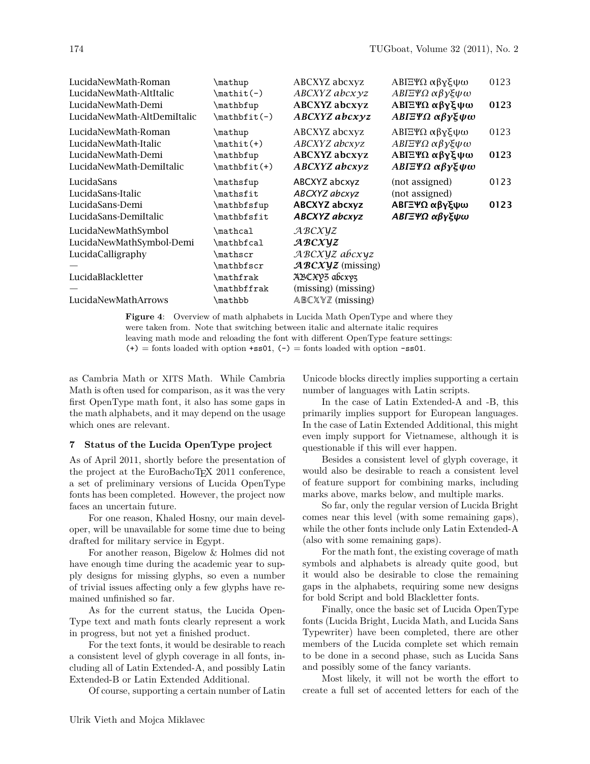| | | | | |
|---|---|---|---|---|
| LucidaNewMath-Roman | `\mathup` | ABCXYZ abcxyz | ΑΒΓΞΨΩ αβγξψω | 0123 |
| LucidaNewMath-AltItalic | `\mathit(-)` | *ABCXYZ abcxyz* | *ΑΒΓΞΨΩ αβγξψω* | |
| LucidaNewMath-Demi | `\mathbfup` | **ABCXYZ abcxyz** | **ΑΒΓΞΨΩ αβγξψω** | **0123** |
| LucidaNewMath-AltDemiItalic | `\mathbfit(-)` | ***ABCXYZ abcxyz*** | ***ΑΒΓΞΨΩ αβγξψω*** | |
| LucidaNewMath-Roman | `\mathup` | ABCXYZ abcxyz | ΑΒΓΞΨΩ αβγξψω | 0123 |
| LucidaNewMath-Italic | `\mathit(+)` | *ABCXYZ abcxyz* | *ΑΒΓΞΨΩ αβγξψω* | |
| LucidaNewMath-Demi | `\mathbfup` | **ABCXYZ abcxyz** | **ΑΒΓΞΨΩ αβγξψω** | **0123** |
| LucidaNewMath-DemiItalic | `\mathbfit(+)` | ***ABCXYZ abcxyz*** | ***ΑΒΓΞΨΩ αβγξψω*** | |
| LucidaSans | `\mathsfup` | ABCXYZ abcxyz | (not assigned) | 0123 |
| LucidaSans-Italic | `\mathsfit` | *ABCXYZ abcxyz* | (not assigned) | |
| LucidaSans-Demi | `\mathbfsfup` | **ABCXYZ abcxyz** | **ΑΒΓΞΨΩ αβγξψω** | **0123** |
| LucidaSans-DemiItalic | `\mathbfsfit` | ***ABCXYZ abcxyz*** | ***ΑΒΓΞΨΩ αβγξψω*** | |
| LucidaNewMathSymbol | `\mathcal` | $\mathcal{ABCXYZ}$ | | |
| LucidaNewMathSymbol-Demi | `\mathbfcal` | $\boldsymbol{\mathcal{ABCXYZ}}$ | | |
| LucidaCalligraphy | `\mathscr` | $\mathscr{ABCXYZ}$ abcxyz | | |
| — | `\mathbfscr` | $\boldsymbol{\mathscr{ABCXYZ}}$ (missing) | | |
| LucidaBlackletter | `\mathfrak` | $\mathfrak{ABCXYZ}$ $\mathfrak{abcxyz}$ | | |
| — | `\mathbffrak` | (missing) (missing) | | |
| LucidaNewMathArrows | `\mathbb` | $\mathbb{ABCXYZ}$ (missing) | | |

**Figure 4**: Overview of math alphabets in Lucida Math OpenType and where they were taken from. Note that switching between italic and alternate italic requires leaving math mode and reloading the font with different OpenType feature settings: `(+)` = fonts loaded with option `+ss01`, `(-)` = fonts loaded with option `-ss01`.

as Cambria Math or XITS Math. While Cambria Math is often used for comparison, as it was the very first OpenType math font, it also has some gaps in the math alphabets, and it may depend on the usage which ones are relevant.

## 7 Status of the Lucida OpenType project

As of April 2011, shortly before the presentation of the project at the EuroBachoTEX 2011 conference, a set of preliminary versions of Lucida OpenType fonts has been completed. However, the project now faces an uncertain future.

For one reason, Khaled Hosny, our main developer, will be unavailable for some time due to being drafted for military service in Egypt.

For another reason, Bigelow & Holmes did not have enough time during the academic year to supply designs for missing glyphs, so even a number of trivial issues affecting only a few glyphs have remained unfinished so far.

As for the current status, the Lucida OpenType text and math fonts clearly represent a work in progress, but not yet a finished product.

For the text fonts, it would be desirable to reach a consistent level of glyph coverage in all fonts, including all of Latin Extended-A, and possibly Latin Extended-B or Latin Extended Additional.

Of course, supporting a certain number of Latin Unicode blocks directly implies supporting a certain number of languages with Latin scripts.

In the case of Latin Extended-A and -B, this primarily implies support for European languages. In the case of Latin Extended Additional, this might even imply support for Vietnamese, although it is questionable if this will ever happen.

Besides a consistent level of glyph coverage, it would also be desirable to reach a consistent level of feature support for combining marks, including marks above, marks below, and multiple marks.

So far, only the regular version of Lucida Bright comes near this level (with some remaining gaps), while the other fonts include only Latin Extended-A (also with some remaining gaps).

For the math font, the existing coverage of math symbols and alphabets is already quite good, but it would also be desirable to close the remaining gaps in the alphabets, requiring some new designs for bold Script and bold Blackletter fonts.

Finally, once the basic set of Lucida OpenType fonts (Lucida Bright, Lucida Math, and Lucida Sans Typewriter) have been completed, there are other members of the Lucida complete set which remain to be done in a second phase, such as Lucida Sans and possibly some of the fancy variants.

Most likely, it will not be worth the effort to create a full set of accented letters for each of the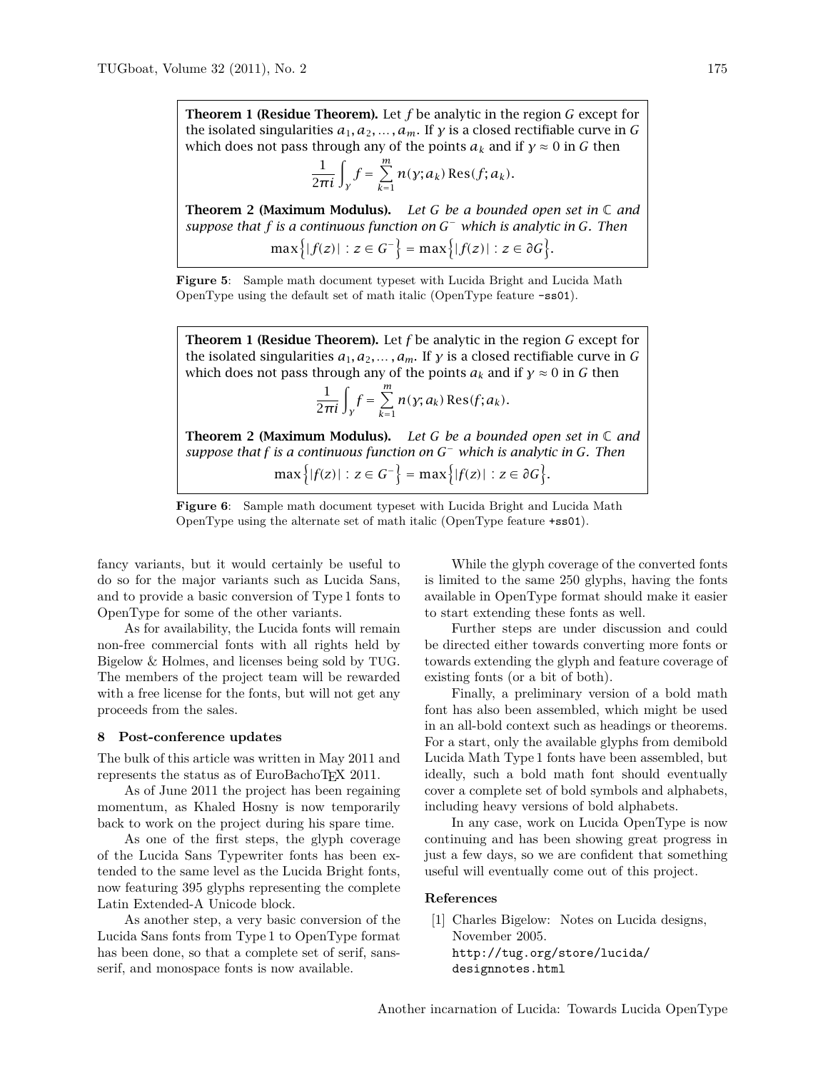**Theorem 1 (Residue Theorem).** Let $f$ be analytic in the region $G$ except for the isolated singularities $a_1, a_2, \ldots, a_m$. If $\gamma$ is a closed rectifiable curve in $G$ which does not pass through any of the points $a_k$ and if $\gamma \approx 0$ in $G$ then

$$\frac{1}{2\pi i} \int_\gamma f = \sum_{k=1}^{m} n(\gamma; a_k) \operatorname{Res}(f; a_k).$$

**Theorem 2 (Maximum Modulus).** *Let $G$ be a bounded open set in $\mathbb{C}$ and suppose that $f$ is a continuous function on $G^-$ which is analytic in $G$. Then*

$$\max\left\{|f(z)| : z \in G^-\right\} = \max\left\{|f(z)| : z \in \partial G\right\}.$$

**Figure 5**: Sample math document typeset with Lucida Bright and Lucida Math OpenType using the default set of math italic (OpenType feature `-ss01`).

**Theorem 1 (Residue Theorem).** Let $f$ be analytic in the region $G$ except for the isolated singularities $a_1, a_2, \ldots, a_m$. If $\gamma$ is a closed rectifiable curve in $G$ which does not pass through any of the points $a_k$ and if $\gamma \approx 0$ in $G$ then

$$\frac{1}{2\pi i} \int_\gamma f = \sum_{k=1}^{m} n(\gamma; a_k) \operatorname{Res}(f; a_k).$$

**Theorem 2 (Maximum Modulus).** *Let $G$ be a bounded open set in $\mathbb{C}$ and suppose that $f$ is a continuous function on $G^-$ which is analytic in $G$. Then*

$$\max\left\{|f(z)| : z \in G^-\right\} = \max\left\{|f(z)| : z \in \partial G\right\}.$$

**Figure 6**: Sample math document typeset with Lucida Bright and Lucida Math OpenType using the alternate set of math italic (OpenType feature `+ss01`).

fancy variants, but it would certainly be useful to do so for the major variants such as Lucida Sans, and to provide a basic conversion of Type 1 fonts to OpenType for some of the other variants.

As for availability, the Lucida fonts will remain non-free commercial fonts with all rights held by Bigelow & Holmes, and licenses being sold by TUG. The members of the project team will be rewarded with a free license for the fonts, but will not get any proceeds from the sales.

## 8 Post-conference updates

The bulk of this article was written in May 2011 and represents the status as of EuroBachoTEX 2011.

As of June 2011 the project has been regaining momentum, as Khaled Hosny is now temporarily back to work on the project during his spare time.

As one of the first steps, the glyph coverage of the Lucida Sans Typewriter fonts has been extended to the same level as the Lucida Bright fonts, now featuring 395 glyphs representing the complete Latin Extended-A Unicode block.

As another step, a very basic conversion of the Lucida Sans fonts from Type 1 to OpenType format has been done, so that a complete set of serif, sans-serif, and monospace fonts is now available.

While the glyph coverage of the converted fonts is limited to the same 250 glyphs, having the fonts available in OpenType format should make it easier to start extending these fonts as well.

Further steps are under discussion and could be directed either towards converting more fonts or towards extending the glyph and feature coverage of existing fonts (or a bit of both).

Finally, a preliminary version of a bold math font has also been assembled, which might be used in an all-bold context such as headings or theorems. For a start, only the available glyphs from demibold Lucida Math Type 1 fonts have been assembled, but ideally, such a bold math font should eventually cover a complete set of bold symbols and alphabets, including heavy versions of bold alphabets.

In any case, work on Lucida OpenType is now continuing and has been showing great progress in just a few days, so we are confident that something useful will eventually come out of this project.

### References

[1] Charles Bigelow: Notes on Lucida designs, November 2005. `http://tug.org/store/lucida/designnotes.html`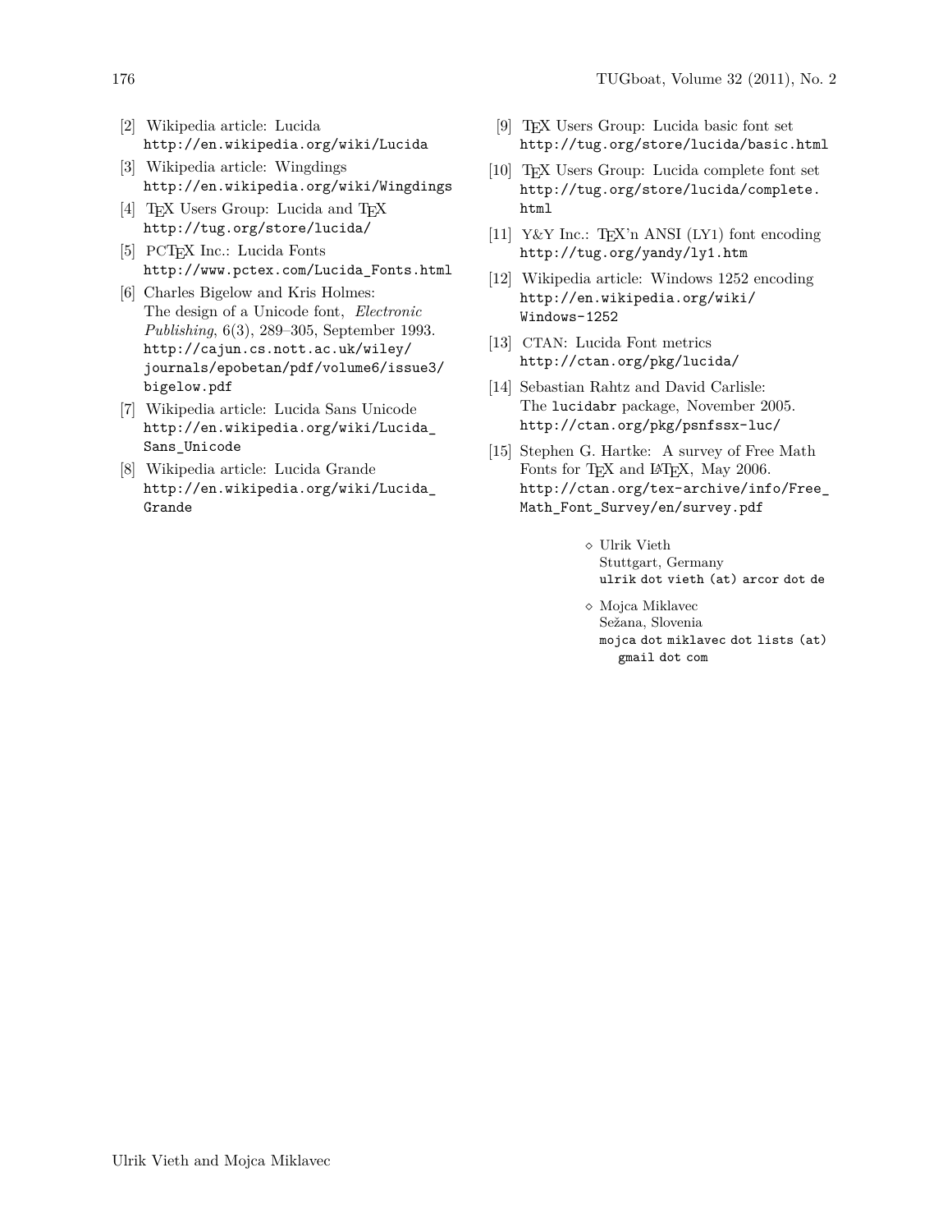[2] Wikipedia article: Lucida
http://en.wikipedia.org/wiki/Lucida

[3] Wikipedia article: Wingdings
http://en.wikipedia.org/wiki/Wingdings

[4] TEX Users Group: Lucida and TEX
http://tug.org/store/lucida/

[5] PCTEX Inc.: Lucida Fonts
http://www.pctex.com/Lucida_Fonts.html

[6] Charles Bigelow and Kris Holmes:
The design of a Unicode font, *Electronic Publishing*, 6(3), 289–305, September 1993.
http://cajun.cs.nott.ac.uk/wiley/journals/epobetan/pdf/volume6/issue3/bigelow.pdf

[7] Wikipedia article: Lucida Sans Unicode
http://en.wikipedia.org/wiki/Lucida_Sans_Unicode

[8] Wikipedia article: Lucida Grande
http://en.wikipedia.org/wiki/Lucida_Grande

[9] TEX Users Group: Lucida basic font set
http://tug.org/store/lucida/basic.html

[10] TEX Users Group: Lucida complete font set
http://tug.org/store/lucida/complete.html

[11] Y&Y Inc.: TEX'n ANSI (LY1) font encoding
http://tug.org/yandy/ly1.htm

[12] Wikipedia article: Windows 1252 encoding
http://en.wikipedia.org/wiki/Windows-1252

[13] CTAN: Lucida Font metrics
http://ctan.org/pkg/lucida/

[14] Sebastian Rahtz and David Carlisle:
The lucidabr package, November 2005.
http://ctan.org/pkg/psnfssx-luc/

[15] Stephen G. Hartke: A survey of Free Math Fonts for TEX and LATEX, May 2006.
http://ctan.org/tex-archive/info/Free_Math_Font_Survey/en/survey.pdf

◇ Ulrik Vieth
Stuttgart, Germany
ulrik dot vieth (at) arcor dot de

◇ Mojca Miklavec
Sežana, Slovenia
mojca dot miklavec dot lists (at) gmail dot com